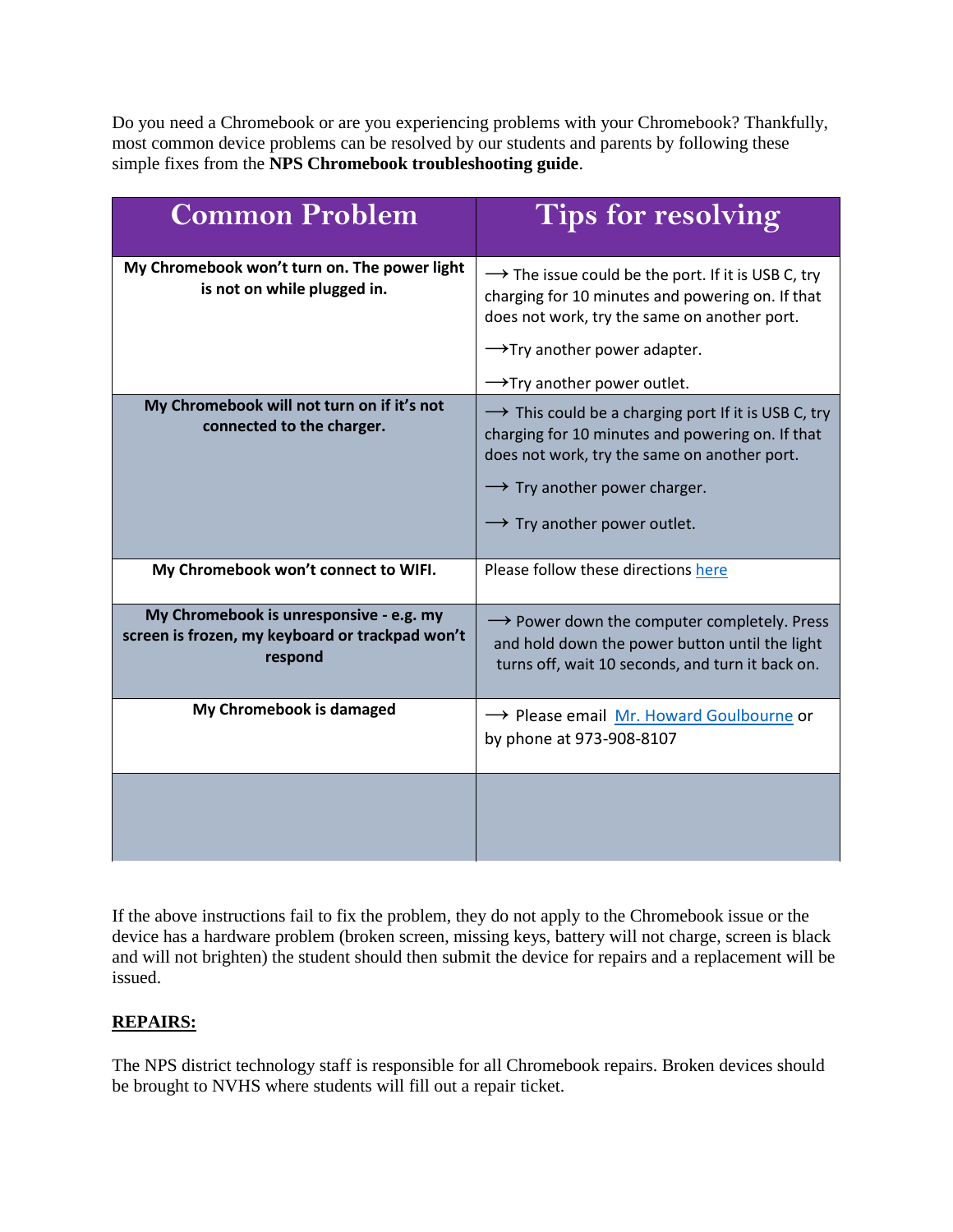Do you need a Chromebook or are you experiencing problems with your Chromebook? Thankfully, most common device problems can be resolved by our students and parents by following these simple fixes from the **NPS Chromebook troubleshooting guide**.

| Common Problem | Tips for resolving |
|---|---|
| **My Chromebook won't turn on. The power light is not on while plugged in.** | ⟶ The issue could be the port. If it is USB C, try charging for 10 minutes and powering on. If that does not work, try the same on another port.<br>⟶Try another power adapter.<br>⟶Try another power outlet. |
| **My Chromebook will not turn on if it's not connected to the charger.** | ⟶ This could be a charging port If it is USB C, try charging for 10 minutes and powering on. If that does not work, try the same on another port.<br>⟶ Try another power charger.<br>⟶ Try another power outlet. |
| **My Chromebook won't connect to WIFI.** | Please follow these directions here |
| **My Chromebook is unresponsive - e.g. my screen is frozen, my keyboard or trackpad won't respond** | ⟶ Power down the computer completely. Press and hold down the power button until the light turns off, wait 10 seconds, and turn it back on. |
| **My Chromebook is damaged** | ⟶ Please email Mr. Howard Goulbourne or by phone at 973-908-8107 |
| | |

If the above instructions fail to fix the problem, they do not apply to the Chromebook issue or the device has a hardware problem (broken screen, missing keys, battery will not charge, screen is black and will not brighten) the student should then submit the device for repairs and a replacement will be issued.

**REPAIRS:**

The NPS district technology staff is responsible for all Chromebook repairs. Broken devices should be brought to NVHS where students will fill out a repair ticket.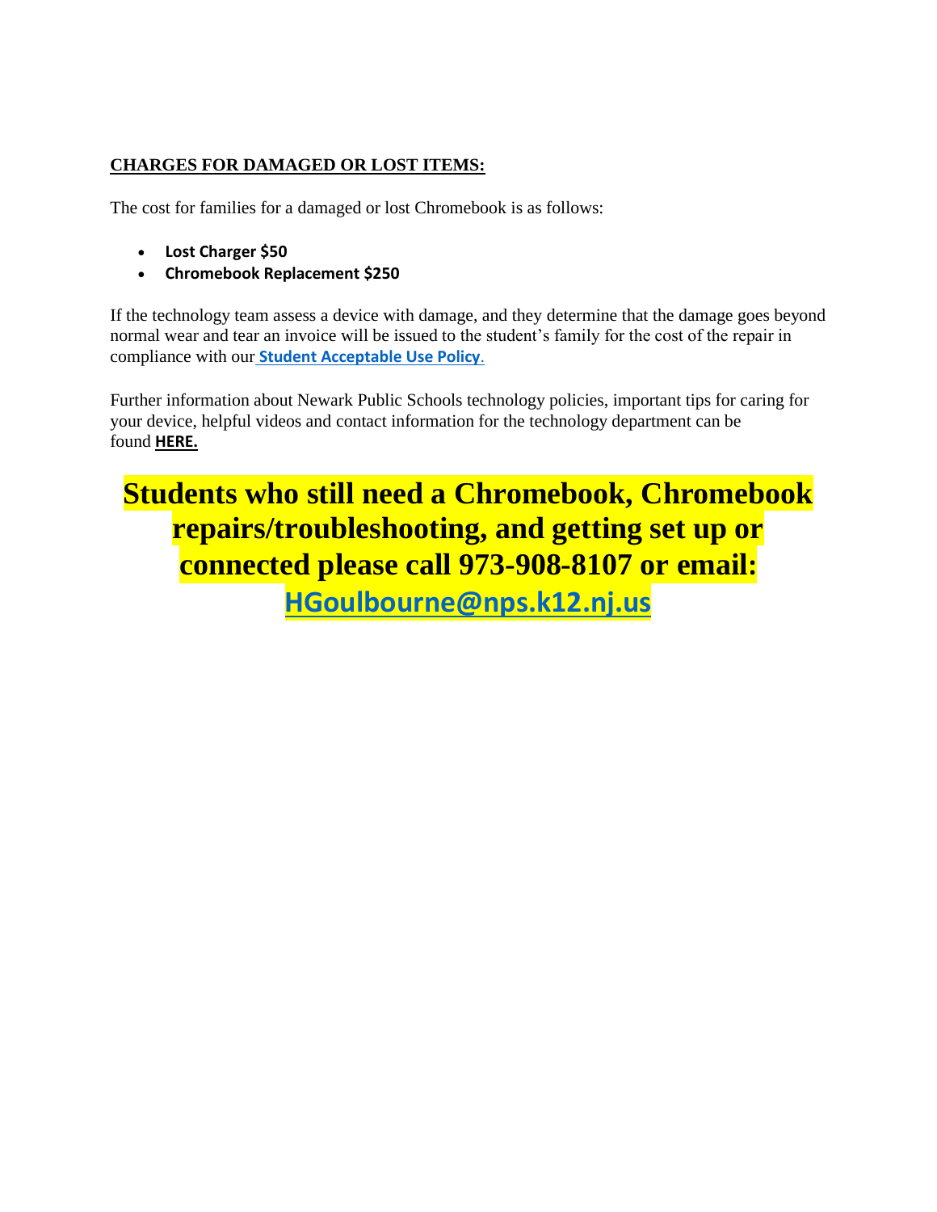## CHARGES FOR DAMAGED OR LOST ITEMS:

The cost for families for a damaged or lost Chromebook is as follows:

- **Lost Charger $50**
- **Chromebook Replacement $250**

If the technology team assess a device with damage, and they determine that the damage goes beyond normal wear and tear an invoice will be issued to the student's family for the cost of the repair in compliance with our **Student Acceptable Use Policy**.

Further information about Newark Public Schools technology policies, important tips for caring for your device, helpful videos and contact information for the technology department can be found **HERE.**

# Students who still need a Chromebook, Chromebook repairs/troubleshooting, and getting set up or connected please call 973-908-8107 or email: HGoulbourne@nps.k12.nj.us